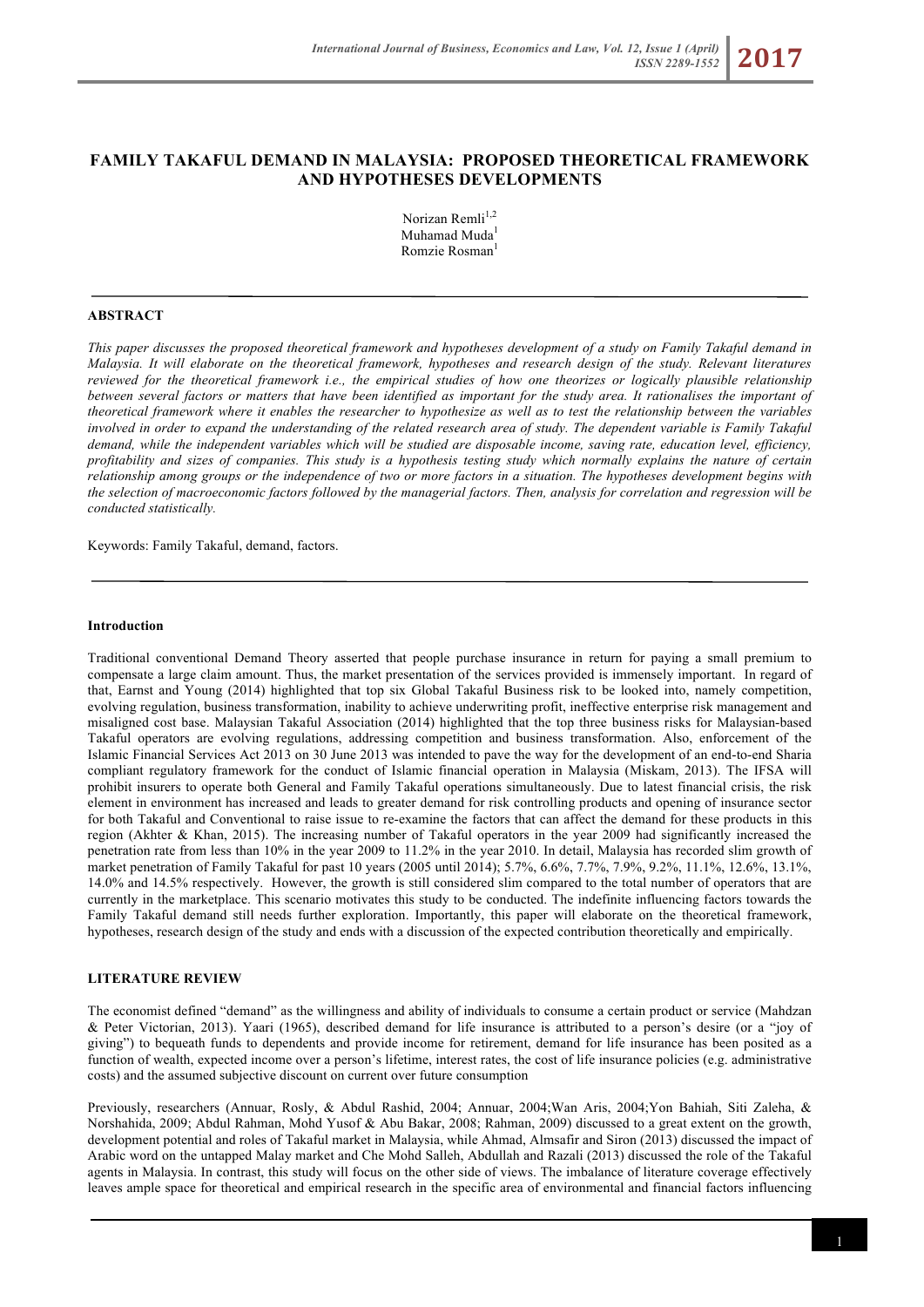# FAMILY TAKAFUL DEMAND IN MALAYSIA: PROPOSED THEORETICAL FRAMEWORK AND HYPOTHESES DEVELOPMENTS

Norizan Remli[1,2]
Muhamad Muda[1]
Romzie Rosman[1]

## ABSTRACT

*This paper discusses the proposed theoretical framework and hypotheses development of a study on Family Takaful demand in Malaysia. It will elaborate on the theoretical framework, hypotheses and research design of the study. Relevant literatures reviewed for the theoretical framework i.e., the empirical studies of how one theorizes or logically plausible relationship between several factors or matters that have been identified as important for the study area. It rationalises the important of theoretical framework where it enables the researcher to hypothesize as well as to test the relationship between the variables involved in order to expand the understanding of the related research area of study. The dependent variable is Family Takaful demand, while the independent variables which will be studied are disposable income, saving rate, education level, efficiency, profitability and sizes of companies. This study is a hypothesis testing study which normally explains the nature of certain relationship among groups or the independence of two or more factors in a situation. The hypotheses development begins with the selection of macroeconomic factors followed by the managerial factors. Then, analysis for correlation and regression will be conducted statistically.*

Keywords: Family Takaful, demand, factors.

### Introduction

Traditional conventional Demand Theory asserted that people purchase insurance in return for paying a small premium to compensate a large claim amount. Thus, the market presentation of the services provided is immensely important. In regard of that, Earnst and Young (2014) highlighted that top six Global Takaful Business risk to be looked into, namely competition, evolving regulation, business transformation, inability to achieve underwriting profit, ineffective enterprise risk management and misaligned cost base. Malaysian Takaful Association (2014) highlighted that the top three business risks for Malaysian-based Takaful operators are evolving regulations, addressing competition and business transformation. Also, enforcement of the Islamic Financial Services Act 2013 on 30 June 2013 was intended to pave the way for the development of an end-to-end Sharia compliant regulatory framework for the conduct of Islamic financial operation in Malaysia (Miskam, 2013). The IFSA will prohibit insurers to operate both General and Family Takaful operations simultaneously. Due to latest financial crisis, the risk element in environment has increased and leads to greater demand for risk controlling products and opening of insurance sector for both Takaful and Conventional to raise issue to re-examine the factors that can affect the demand for these products in this region (Akhter & Khan, 2015). The increasing number of Takaful operators in the year 2009 had significantly increased the penetration rate from less than 10% in the year 2009 to 11.2% in the year 2010. In detail, Malaysia has recorded slim growth of market penetration of Family Takaful for past 10 years (2005 until 2014); 5.7%, 6.6%, 7.7%, 7.9%, 9.2%, 11.1%, 12.6%, 13.1%, 14.0% and 14.5% respectively. However, the growth is still considered slim compared to the total number of operators that are currently in the marketplace. This scenario motivates this study to be conducted. The indefinite influencing factors towards the Family Takaful demand still needs further exploration. Importantly, this paper will elaborate on the theoretical framework, hypotheses, research design of the study and ends with a discussion of the expected contribution theoretically and empirically.

## LITERATURE REVIEW

The economist defined "demand" as the willingness and ability of individuals to consume a certain product or service (Mahdzan & Peter Victorian, 2013). Yaari (1965), described demand for life insurance is attributed to a person's desire (or a "joy of giving") to bequeath funds to dependents and provide income for retirement, demand for life insurance has been posited as a function of wealth, expected income over a person's lifetime, interest rates, the cost of life insurance policies (e.g. administrative costs) and the assumed subjective discount on current over future consumption

Previously, researchers (Annuar, Rosly, & Abdul Rashid, 2004; Annuar, 2004;Wan Aris, 2004;Yon Bahiah, Siti Zaleha, & Norshahida, 2009; Abdul Rahman, Mohd Yusof & Abu Bakar, 2008; Rahman, 2009) discussed to a great extent on the growth, development potential and roles of Takaful market in Malaysia, while Ahmad, Almsafir and Siron (2013) discussed the impact of Arabic word on the untapped Malay market and Che Mohd Salleh, Abdullah and Razali (2013) discussed the role of the Takaful agents in Malaysia. In contrast, this study will focus on the other side of views. The imbalance of literature coverage effectively leaves ample space for theoretical and empirical research in the specific area of environmental and financial factors influencing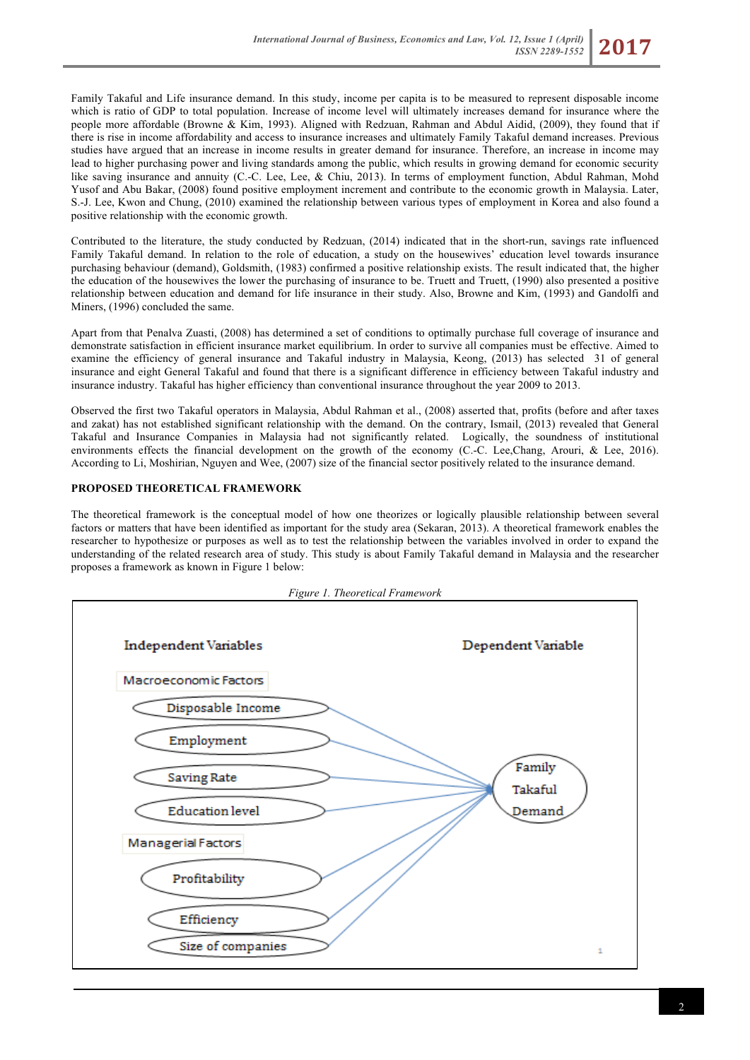Family Takaful and Life insurance demand. In this study, income per capita is to be measured to represent disposable income which is ratio of GDP to total population. Increase of income level will ultimately increases demand for insurance where the people more affordable (Browne & Kim, 1993). Aligned with Redzuan, Rahman and Abdul Aidid, (2009), they found that if there is rise in income affordability and access to insurance increases and ultimately Family Takaful demand increases. Previous studies have argued that an increase in income results in greater demand for insurance. Therefore, an increase in income may lead to higher purchasing power and living standards among the public, which results in growing demand for economic security like saving insurance and annuity (C.-C. Lee, Lee, & Chiu, 2013). In terms of employment function, Abdul Rahman, Mohd Yusof and Abu Bakar, (2008) found positive employment increment and contribute to the economic growth in Malaysia. Later, S.-J. Lee, Kwon and Chung, (2010) examined the relationship between various types of employment in Korea and also found a positive relationship with the economic growth.

Contributed to the literature, the study conducted by Redzuan, (2014) indicated that in the short-run, savings rate influenced Family Takaful demand. In relation to the role of education, a study on the housewives' education level towards insurance purchasing behaviour (demand), Goldsmith, (1983) confirmed a positive relationship exists. The result indicated that, the higher the education of the housewives the lower the purchasing of insurance to be. Truett and Truett, (1990) also presented a positive relationship between education and demand for life insurance in their study. Also, Browne and Kim, (1993) and Gandolfi and Miners, (1996) concluded the same.

Apart from that Penalva Zuasti, (2008) has determined a set of conditions to optimally purchase full coverage of insurance and demonstrate satisfaction in efficient insurance market equilibrium. In order to survive all companies must be effective. Aimed to examine the efficiency of general insurance and Takaful industry in Malaysia, Keong, (2013) has selected 31 of general insurance and eight General Takaful and found that there is a significant difference in efficiency between Takaful industry and insurance industry. Takaful has higher efficiency than conventional insurance throughout the year 2009 to 2013.

Observed the first two Takaful operators in Malaysia, Abdul Rahman et al., (2008) asserted that, profits (before and after taxes and zakat) has not established significant relationship with the demand. On the contrary, Ismail, (2013) revealed that General Takaful and Insurance Companies in Malaysia had not significantly related. Logically, the soundness of institutional environments effects the financial development on the growth of the economy (C.-C. Lee,Chang, Arouri, & Lee, 2016). According to Li, Moshirian, Nguyen and Wee, (2007) size of the financial sector positively related to the insurance demand.

## PROPOSED THEORETICAL FRAMEWORK

The theoretical framework is the conceptual model of how one theorizes or logically plausible relationship between several factors or matters that have been identified as important for the study area (Sekaran, 2013). A theoretical framework enables the researcher to hypothesize or purposes as well as to test the relationship between the variables involved in order to expand the understanding of the related research area of study. This study is about Family Takaful demand in Malaysia and the researcher proposes a framework as known in Figure 1 below:

*Figure 1. Theoretical Framework*

| Independent Variables | Dependent Variable |
|---|---|
| **Macroeconomic Factors** | |
| Disposable Income | Family Takaful Demand |
| Employment | |
| Saving Rate | |
| Education level | |
| **Managerial Factors** | |
| Profitability | |
| Efficiency | |
| Size of companies | |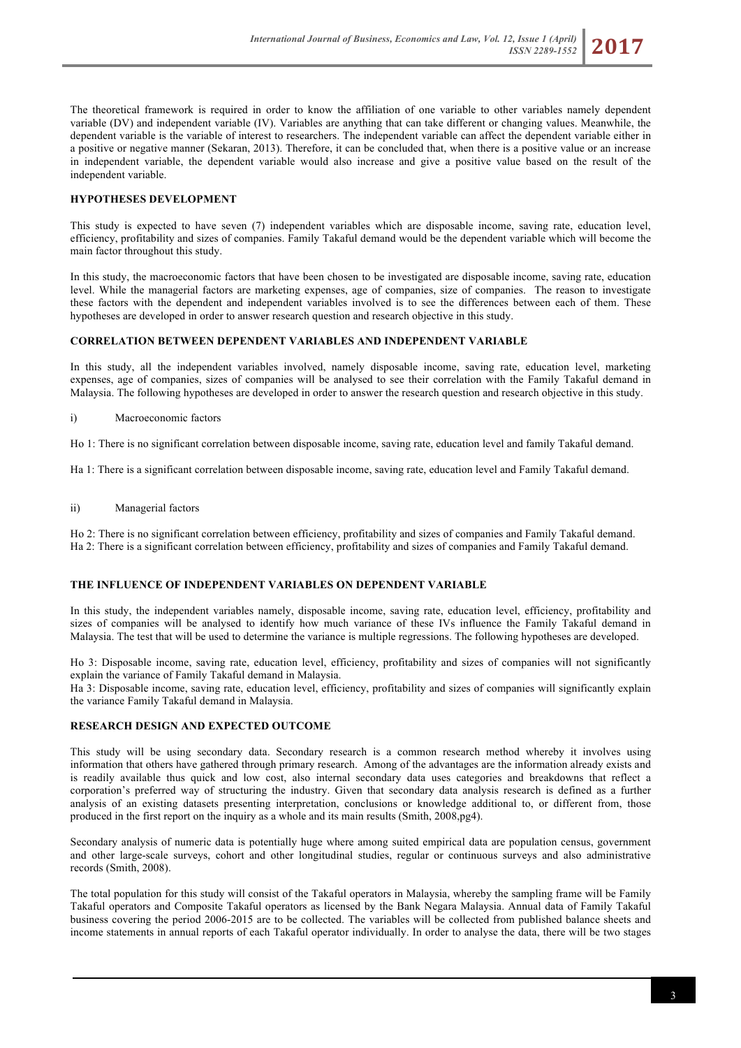The theoretical framework is required in order to know the affiliation of one variable to other variables namely dependent variable (DV) and independent variable (IV). Variables are anything that can take different or changing values. Meanwhile, the dependent variable is the variable of interest to researchers. The independent variable can affect the dependent variable either in a positive or negative manner (Sekaran, 2013). Therefore, it can be concluded that, when there is a positive value or an increase in independent variable, the dependent variable would also increase and give a positive value based on the result of the independent variable.

## HYPOTHESES DEVELOPMENT

This study is expected to have seven (7) independent variables which are disposable income, saving rate, education level, efficiency, profitability and sizes of companies. Family Takaful demand would be the dependent variable which will become the main factor throughout this study.

In this study, the macroeconomic factors that have been chosen to be investigated are disposable income, saving rate, education level. While the managerial factors are marketing expenses, age of companies, size of companies. The reason to investigate these factors with the dependent and independent variables involved is to see the differences between each of them. These hypotheses are developed in order to answer research question and research objective in this study.

## CORRELATION BETWEEN DEPENDENT VARIABLES AND INDEPENDENT VARIABLE

In this study, all the independent variables involved, namely disposable income, saving rate, education level, marketing expenses, age of companies, sizes of companies will be analysed to see their correlation with the Family Takaful demand in Malaysia. The following hypotheses are developed in order to answer the research question and research objective in this study.

i) Macroeconomic factors

Ho 1: There is no significant correlation between disposable income, saving rate, education level and family Takaful demand.

Ha 1: There is a significant correlation between disposable income, saving rate, education level and Family Takaful demand.

ii) Managerial factors

Ho 2: There is no significant correlation between efficiency, profitability and sizes of companies and Family Takaful demand.
Ha 2: There is a significant correlation between efficiency, profitability and sizes of companies and Family Takaful demand.

## THE INFLUENCE OF INDEPENDENT VARIABLES ON DEPENDENT VARIABLE

In this study, the independent variables namely, disposable income, saving rate, education level, efficiency, profitability and sizes of companies will be analysed to identify how much variance of these IVs influence the Family Takaful demand in Malaysia. The test that will be used to determine the variance is multiple regressions. The following hypotheses are developed.

Ho 3: Disposable income, saving rate, education level, efficiency, profitability and sizes of companies will not significantly explain the variance of Family Takaful demand in Malaysia.
Ha 3: Disposable income, saving rate, education level, efficiency, profitability and sizes of companies will significantly explain the variance Family Takaful demand in Malaysia.

## RESEARCH DESIGN AND EXPECTED OUTCOME

This study will be using secondary data. Secondary research is a common research method whereby it involves using information that others have gathered through primary research. Among of the advantages are the information already exists and is readily available thus quick and low cost, also internal secondary data uses categories and breakdowns that reflect a corporation's preferred way of structuring the industry. Given that secondary data analysis research is defined as a further analysis of an existing datasets presenting interpretation, conclusions or knowledge additional to, or different from, those produced in the first report on the inquiry as a whole and its main results (Smith, 2008,pg4).

Secondary analysis of numeric data is potentially huge where among suited empirical data are population census, government and other large-scale surveys, cohort and other longitudinal studies, regular or continuous surveys and also administrative records (Smith, 2008).

The total population for this study will consist of the Takaful operators in Malaysia, whereby the sampling frame will be Family Takaful operators and Composite Takaful operators as licensed by the Bank Negara Malaysia. Annual data of Family Takaful business covering the period 2006-2015 are to be collected. The variables will be collected from published balance sheets and income statements in annual reports of each Takaful operator individually. In order to analyse the data, there will be two stages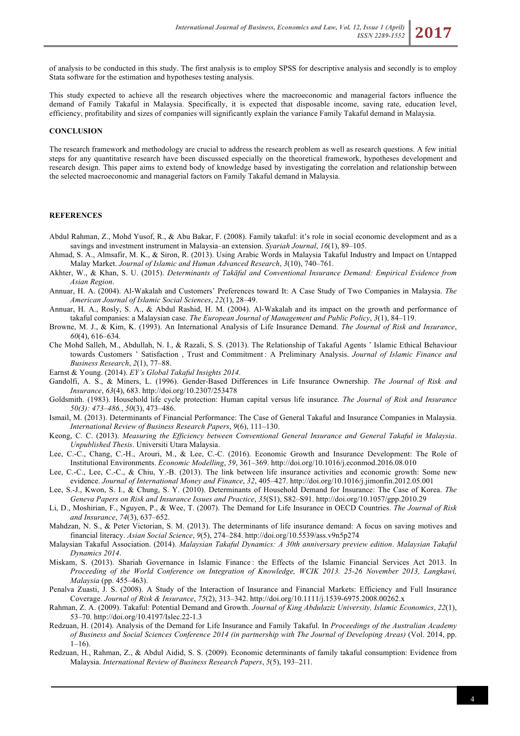of analysis to be conducted in this study. The first analysis is to employ SPSS for descriptive analysis and secondly is to employ Stata software for the estimation and hypotheses testing analysis.

This study expected to achieve all the research objectives where the macroeconomic and managerial factors influence the demand of Family Takaful in Malaysia. Specifically, it is expected that disposable income, saving rate, education level, efficiency, profitability and sizes of companies will significantly explain the variance Family Takaful demand in Malaysia.

## CONCLUSION

The research framework and methodology are crucial to address the research problem as well as research questions. A few initial steps for any quantitative research have been discussed especially on the theoretical framework, hypotheses development and research design. This paper aims to extend body of knowledge based by investigating the correlation and relationship between the selected macroeconomic and managerial factors on Family Takaful demand in Malaysia.

## REFERENCES

Abdul Rahman, Z., Mohd Yusof, R., & Abu Bakar, F. (2008). Family takaful: it's role in social economic development and as a savings and investment instrument in Malaysia–an extension. *Syariah Journal*, *16*(1), 89–105.

Ahmad, S. A., Almsafir, M. K., & Siron, R. (2013). Using Arabic Words in Malaysia Takaful Industry and Impact on Untapped Malay Market. *Journal of Islamic and Human Advanced Research*, *3*(10), 740–761.

Akhter, W., & Khan, S. U. (2015). *Determinants of Takāful and Conventional Insurance Demand: Empirical Evidence from Asian Region*.

Annuar, H. A. (2004). Al-Wakalah and Customers' Preferences toward It: A Case Study of Two Companies in Malaysia. *The American Journal of Islamic Social Sciences*, *22*(1), 28–49.

Annuar, H. A., Rosly, S. A., & Abdul Rashid, H. M. (2004). Al-Wakalah and its impact on the growth and performance of takaful companies: a Malaysian case. *The European Journal of Management and Public Policy*, *3*(1), 84–119.

Browne, M. J., & Kim, K. (1993). An International Analysis of Life Insurance Demand. *The Journal of Risk and Insurance*, *60*(4), 616–634.

Che Mohd Salleh, M., Abdullah, N. I., & Razali, S. S. (2013). The Relationship of Takaful Agents ' Islamic Ethical Behaviour towards Customers ' Satisfaction , Trust and Commitment : A Preliminary Analysis. *Journal of Islamic Finance and Business Research*, *2*(1), 77–88.

Earnst & Young. (2014). *EY's Global Takaful Insights 2014*.

Gandolfi, A. S., & Miners, L. (1996). Gender-Based Differences in Life Insurance Ownership. *The Journal of Risk and Insurance*, *63*(4), 683. http://doi.org/10.2307/253478

Goldsmith. (1983). Household life cycle protection: Human capital versus life insurance. *The Journal of Risk and Insurance 50(3): 473–486.*, *50*(3), 473–486.

Ismail, M. (2013). Determinants of Financial Performance: The Case of General Takaful and Insurance Companies in Malaysia. *International Review of Business Research Papers*, *9*(6), 111–130.

Keong, C. C. (2013). *Measuring the Efficiency between Conventional General Insurance and General Takaful in Malaysia*. *Unpublished Thesis*. Universiti Utara Malaysia.

Lee, C.-C., Chang, C.-H., Arouri, M., & Lee, C.-C. (2016). Economic Growth and Insurance Development: The Role of Institutional Environments. *Economic Modelling*, *59*, 361–369. http://doi.org/10.1016/j.econmod.2016.08.010

Lee, C.-C., Lee, C.-C., & Chiu, Y.-B. (2013). The link between life insurance activities and economic growth: Some new evidence. *Journal of International Money and Finance*, *32*, 405–427. http://doi.org/10.1016/j.jimonfin.2012.05.001

Lee, S.-J., Kwon, S. I., & Chung, S. Y. (2010). Determinants of Household Demand for Insurance: The Case of Korea. *The Geneva Papers on Risk and Insurance Issues and Practice*, *35*(S1), S82–S91. http://doi.org/10.1057/gpp.2010.29

Li, D., Moshirian, F., Nguyen, P., & Wee, T. (2007). The Demand for Life Insurance in OECD Countries. *The Journal of Risk and Insurance*, *74*(3), 637–652.

Mahdzan, N. S., & Peter Victorian, S. M. (2013). The determinants of life insurance demand: A focus on saving motives and financial literacy. *Asian Social Science*, *9*(5), 274–284. http://doi.org/10.5539/ass.v9n5p274

Malaysian Takaful Association. (2014). *Malaysian Takaful Dynamics: A 30th anniversary preview edition*. *Malaysian Takaful Dynamics 2014*.

Miskam, S. (2013). Shariah Governance in Islamic Finance : the Effects of the Islamic Financial Services Act 2013. In *Proceeding of the World Conference on Integration of Knowledge, WCIK 2013. 25-26 November 2013, Langkawi, Malaysia* (pp. 455–463).

Penalva Zuasti, J. S. (2008). A Study of the Interaction of Insurance and Financial Markets: Efficiency and Full Insurance Coverage. *Journal of Risk & Insurance*, *75*(2), 313–342. http://doi.org/10.1111/j.1539-6975.2008.00262.x

Rahman, Z. A. (2009). Takaful: Potential Demand and Growth. *Journal of King Abdulaziz University, Islamic Economics*, *22*(1), 53–70. http://doi.org/10.4197/Islec.22-1.3

Redzuan, H. (2014). Analysis of the Demand for Life Insurance and Family Takaful. In *Proceedings of the Australian Academy of Business and Social Sciences Conference 2014 (in partnership with The Journal of Developing Areas)* (Vol. 2014, pp. 1–16).

Redzuan, H., Rahman, Z., & Abdul Aidid, S. S. (2009). Economic determinants of family takaful consumption: Evidence from Malaysia. *International Review of Business Research Papers*, *5*(5), 193–211.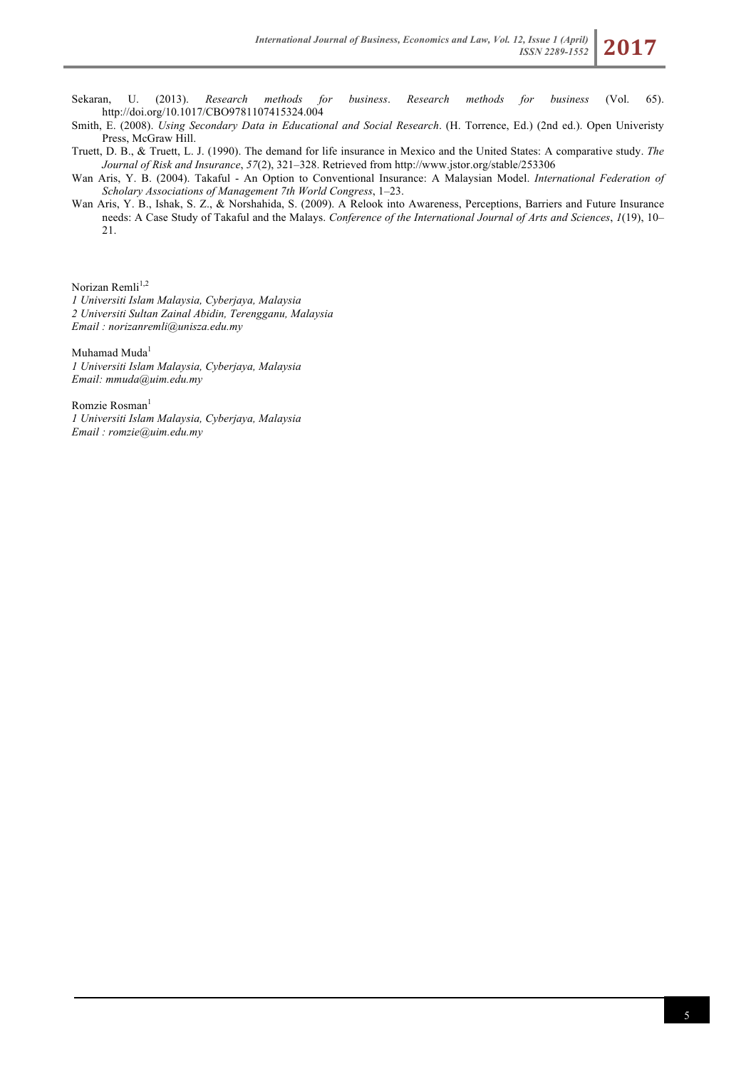Sekaran, U. (2013). *Research methods for business*. *Research methods for business* (Vol. 65). http://doi.org/10.1017/CBO9781107415324.004

Smith, E. (2008). *Using Secondary Data in Educational and Social Research*. (H. Torrence, Ed.) (2nd ed.). Open Univeristy Press, McGraw Hill.

Truett, D. B., & Truett, L. J. (1990). The demand for life insurance in Mexico and the United States: A comparative study. *The Journal of Risk and Insurance*, *57*(2), 321–328. Retrieved from http://www.jstor.org/stable/253306

Wan Aris, Y. B. (2004). Takaful - An Option to Conventional Insurance: A Malaysian Model. *International Federation of Scholary Associations of Management 7th World Congress*, 1–23.

Wan Aris, Y. B., Ishak, S. Z., & Norshahida, S. (2009). A Relook into Awareness, Perceptions, Barriers and Future Insurance needs: A Case Study of Takaful and the Malays. *Conference of the International Journal of Arts and Sciences*, *1*(19), 10–21.

Norizan Remli[1,2]
*1 Universiti Islam Malaysia, Cyberjaya, Malaysia*
*2 Universiti Sultan Zainal Abidin, Terengganu, Malaysia*
*Email : norizanremli@unisza.edu.my*

Muhamad Muda[1]
*1 Universiti Islam Malaysia, Cyberjaya, Malaysia*
*Email: mmuda@uim.edu.my*

Romzie Rosman[1]
*1 Universiti Islam Malaysia, Cyberjaya, Malaysia*
*Email : romzie@uim.edu.my*